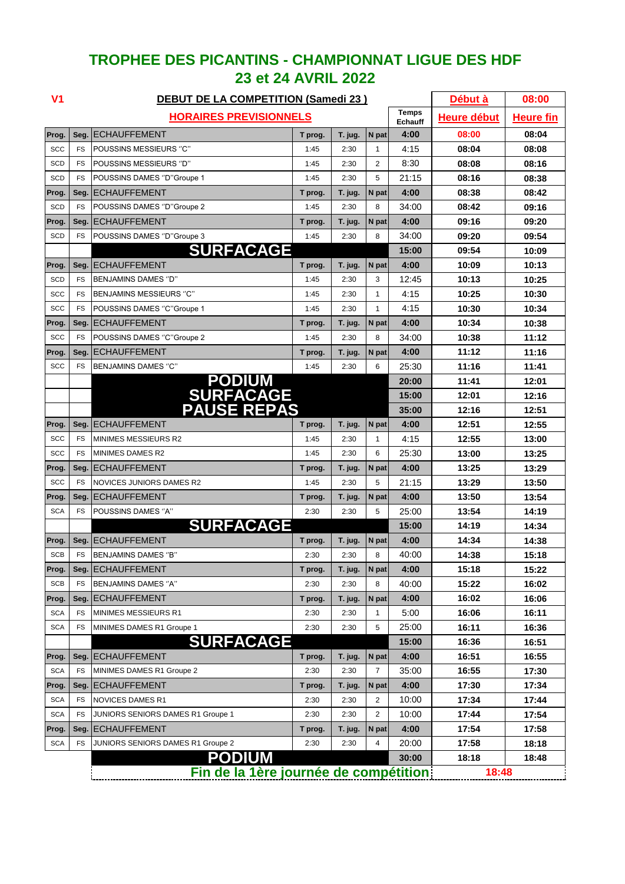# TROPHEE DES PICANTINS - CHAMPIONNAT LIGUE DES HDF

## 23 et 24 AVRIL 2022

| V1 | | DEBUT DE LA COMPETITION (Samedi 23 ) | | | | | Début à | 08:00 |
|---|---|---|---|---|---|---|---|---|
| | | HORAIRES PREVISIONNELS | | | | Temps Echauff | Heure début | Heure fin |
| Prog. | Seg. | ECHAUFFEMENT | T prog. | T. jug. | N pat | 4:00 | 08:00 | 08:04 |
| SCC | FS | POUSSINS MESSIEURS "C" | 1:45 | 2:30 | 1 | 4:15 | 08:04 | 08:08 |
| SCD | FS | POUSSINS MESSIEURS "D" | 1:45 | 2:30 | 2 | 8:30 | 08:08 | 08:16 |
| SCD | FS | POUSSINS DAMES "D"Groupe 1 | 1:45 | 2:30 | 5 | 21:15 | 08:16 | 08:38 |
| Prog. | Seg. | ECHAUFFEMENT | T prog. | T. jug. | N pat | 4:00 | 08:38 | 08:42 |
| SCD | FS | POUSSINS DAMES "D"Groupe 2 | 1:45 | 2:30 | 8 | 34:00 | 08:42 | 09:16 |
| Prog. | Seg. | ECHAUFFEMENT | T prog. | T. jug. | N pat | 4:00 | 09:16 | 09:20 |
| SCD | FS | POUSSINS DAMES "D"Groupe 3 | 1:45 | 2:30 | 8 | 34:00 | 09:20 | 09:54 |
| | | **SURFACAGE** | | | | 15:00 | 09:54 | 10:09 |
| Prog. | Seg. | ECHAUFFEMENT | T prog. | T. jug. | N pat | 4:00 | 10:09 | 10:13 |
| SCD | FS | BENJAMINS DAMES "D" | 1:45 | 2:30 | 3 | 12:45 | 10:13 | 10:25 |
| SCC | FS | BENJAMINS MESSIEURS "C" | 1:45 | 2:30 | 1 | 4:15 | 10:25 | 10:30 |
| SCC | FS | POUSSINS DAMES "C"Groupe 1 | 1:45 | 2:30 | 1 | 4:15 | 10:30 | 10:34 |
| Prog. | Seg. | ECHAUFFEMENT | T prog. | T. jug. | N pat | 4:00 | 10:34 | 10:38 |
| SCC | FS | POUSSINS DAMES "C"Groupe 2 | 1:45 | 2:30 | 8 | 34:00 | 10:38 | 11:12 |
| Prog. | Seg. | ECHAUFFEMENT | T prog. | T. jug. | N pat | 4:00 | 11:12 | 11:16 |
| SCC | FS | BENJAMINS DAMES "C" | 1:45 | 2:30 | 6 | 25:30 | 11:16 | 11:41 |
| | | **PODIUM** | | | | 20:00 | 11:41 | 12:01 |
| | | **SURFACAGE** | | | | 15:00 | 12:01 | 12:16 |
| | | **PAUSE REPAS** | | | | 35:00 | 12:16 | 12:51 |
| Prog. | Seg. | ECHAUFFEMENT | T prog. | T. jug. | N pat | 4:00 | 12:51 | 12:55 |
| SCC | FS | MINIMES MESSIEURS R2 | 1:45 | 2:30 | 1 | 4:15 | 12:55 | 13:00 |
| SCC | FS | MINIMES DAMES R2 | 1:45 | 2:30 | 6 | 25:30 | 13:00 | 13:25 |
| Prog. | Seg. | ECHAUFFEMENT | T prog. | T. jug. | N pat | 4:00 | 13:25 | 13:29 |
| SCC | FS | NOVICES JUNIORS DAMES R2 | 1:45 | 2:30 | 5 | 21:15 | 13:29 | 13:50 |
| Prog. | Seg. | ECHAUFFEMENT | T prog. | T. jug. | N pat | 4:00 | 13:50 | 13:54 |
| SCA | FS | POUSSINS DAMES "A" | 2:30 | 2:30 | 5 | 25:00 | 13:54 | 14:19 |
| | | **SURFACAGE** | | | | 15:00 | 14:19 | 14:34 |
| Prog. | Seg. | ECHAUFFEMENT | T prog. | T. jug. | N pat | 4:00 | 14:34 | 14:38 |
| SCB | FS | BENJAMINS DAMES "B" | 2:30 | 2:30 | 8 | 40:00 | 14:38 | 15:18 |
| Prog. | Seg. | ECHAUFFEMENT | T prog. | T. jug. | N pat | 4:00 | 15:18 | 15:22 |
| SCB | FS | BENJAMINS DAMES "A" | 2:30 | 2:30 | 8 | 40:00 | 15:22 | 16:02 |
| Prog. | Seg. | ECHAUFFEMENT | T prog. | T. jug. | N pat | 4:00 | 16:02 | 16:06 |
| SCA | FS | MINIMES MESSIEURS R1 | 2:30 | 2:30 | 1 | 5:00 | 16:06 | 16:11 |
| SCA | FS | MINIMES DAMES R1 Groupe 1 | 2:30 | 2:30 | 5 | 25:00 | 16:11 | 16:36 |
| | | **SURFACAGE** | | | | 15:00 | 16:36 | 16:51 |
| Prog. | Seg. | ECHAUFFEMENT | T prog. | T. jug. | N pat | 4:00 | 16:51 | 16:55 |
| SCA | FS | MINIMES DAMES R1 Groupe 2 | 2:30 | 2:30 | 7 | 35:00 | 16:55 | 17:30 |
| Prog. | Seg. | ECHAUFFEMENT | T prog. | T. jug. | N pat | 4:00 | 17:30 | 17:34 |
| SCA | FS | NOVICES DAMES R1 | 2:30 | 2:30 | 2 | 10:00 | 17:34 | 17:44 |
| SCA | FS | JUNIORS SENIORS DAMES R1 Groupe 1 | 2:30 | 2:30 | 2 | 10:00 | 17:44 | 17:54 |
| Prog. | Seg. | ECHAUFFEMENT | T prog. | T. jug. | N pat | 4:00 | 17:54 | 17:58 |
| SCA | FS | JUNIORS SENIORS DAMES R1 Groupe 2 | 2:30 | 2:30 | 4 | 20:00 | 17:58 | 18:18 |
| | | **PODIUM** | | | | 30:00 | 18:18 | 18:48 |
| | | **Fin de la 1ère journée de compétition** | | | | | 18:48 | |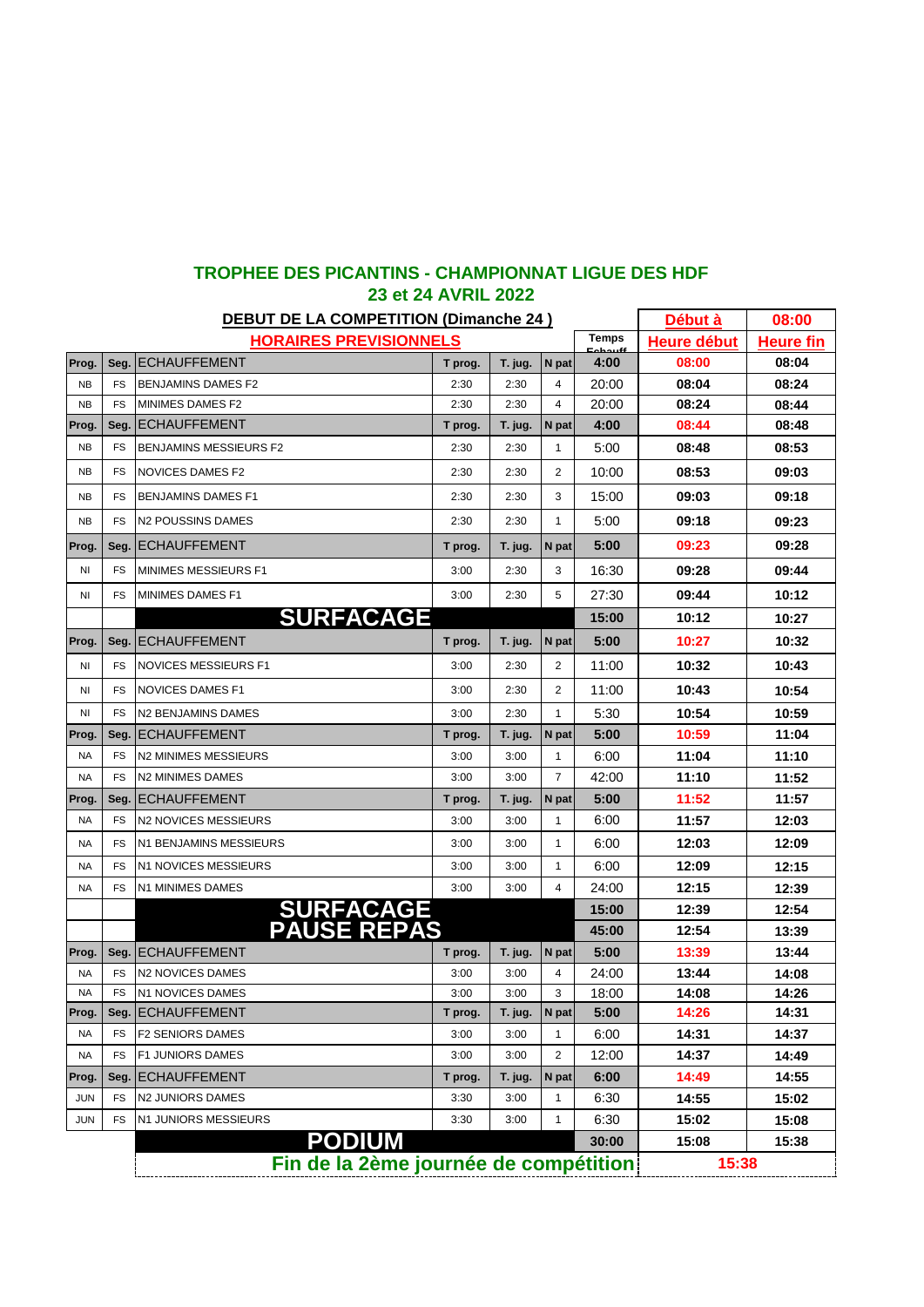## TROPHEE DES PICANTINS - CHAMPIONNAT LIGUE DES HDF
## 23 et 24 AVRIL 2022

| | | | | | | | | | |
|---|---|---|---|---|---|---|---|---|---|
| | | **DEBUT DE LA COMPETITION (Dimanche 24 )** | | | | | | **Début à** | **08:00** |
| | | **HORAIRES PREVISIONNELS** | | | | | **Temps Echauff** | **Heure début** | **Heure fin** |
| **Prog.** | **Seg.** | ECHAUFFEMENT | **T prog.** | **T. jug.** | **N pat** | **4:00** | **08:00** | **08:04** |
| NB | FS | BENJAMINS DAMES F2 | 2:30 | 2:30 | 4 | 20:00 | **08:04** | **08:24** |
| NB | FS | MINIMES DAMES F2 | 2:30 | 2:30 | 4 | 20:00 | **08:24** | **08:44** |
| **Prog.** | **Seg.** | ECHAUFFEMENT | **T prog.** | **T. jug.** | **N pat** | **4:00** | **08:44** | **08:48** |
| NB | FS | BENJAMINS MESSIEURS F2 | 2:30 | 2:30 | 1 | 5:00 | **08:48** | **08:53** |
| NB | FS | NOVICES DAMES F2 | 2:30 | 2:30 | 2 | 10:00 | **08:53** | **09:03** |
| NB | FS | BENJAMINS DAMES F1 | 2:30 | 2:30 | 3 | 15:00 | **09:03** | **09:18** |
| NB | FS | N2 POUSSINS DAMES | 2:30 | 2:30 | 1 | 5:00 | **09:18** | **09:23** |
| **Prog.** | **Seg.** | ECHAUFFEMENT | **T prog.** | **T. jug.** | **N pat** | **5:00** | **09:23** | **09:28** |
| NI | FS | MINIMES MESSIEURS F1 | 3:00 | 2:30 | 3 | 16:30 | **09:28** | **09:44** |
| NI | FS | MINIMES DAMES F1 | 3:00 | 2:30 | 5 | 27:30 | **09:44** | **10:12** |
| | | **SURFACAGE** | | | | **15:00** | **10:12** | **10:27** |
| **Prog.** | **Seg.** | ECHAUFFEMENT | **T prog.** | **T. jug.** | **N pat** | **5:00** | **10:27** | **10:32** |
| NI | FS | NOVICES MESSIEURS F1 | 3:00 | 2:30 | 2 | 11:00 | **10:32** | **10:43** |
| NI | FS | NOVICES DAMES F1 | 3:00 | 2:30 | 2 | 11:00 | **10:43** | **10:54** |
| NI | FS | N2 BENJAMINS DAMES | 3:00 | 2:30 | 1 | 5:30 | **10:54** | **10:59** |
| **Prog.** | **Seg.** | ECHAUFFEMENT | **T prog.** | **T. jug.** | **N pat** | **5:00** | **10:59** | **11:04** |
| NA | FS | N2 MINIMES MESSIEURS | 3:00 | 3:00 | 1 | 6:00 | **11:04** | **11:10** |
| NA | FS | N2 MINIMES DAMES | 3:00 | 3:00 | 7 | 42:00 | **11:10** | **11:52** |
| **Prog.** | **Seg.** | ECHAUFFEMENT | **T prog.** | **T. jug.** | **N pat** | **5:00** | **11:52** | **11:57** |
| NA | FS | N2 NOVICES MESSIEURS | 3:00 | 3:00 | 1 | 6:00 | **11:57** | **12:03** |
| NA | FS | N1 BENJAMINS MESSIEURS | 3:00 | 3:00 | 1 | 6:00 | **12:03** | **12:09** |
| NA | FS | N1 NOVICES MESSIEURS | 3:00 | 3:00 | 1 | 6:00 | **12:09** | **12:15** |
| NA | FS | N1 MINIMES DAMES | 3:00 | 3:00 | 4 | 24:00 | **12:15** | **12:39** |
| | | **SURFACAGE** | | | | **15:00** | **12:39** | **12:54** |
| | | **PAUSE REPAS** | | | | **45:00** | **12:54** | **13:39** |
| **Prog.** | **Seg.** | ECHAUFFEMENT | **T prog.** | **T. jug.** | **N pat** | **5:00** | **13:39** | **13:44** |
| NA | FS | N2 NOVICES DAMES | 3:00 | 3:00 | 4 | 24:00 | **13:44** | **14:08** |
| NA | FS | N1 NOVICES DAMES | 3:00 | 3:00 | 3 | 18:00 | **14:08** | **14:26** |
| **Prog.** | **Seg.** | ECHAUFFEMENT | **T prog.** | **T. jug.** | **N pat** | **5:00** | **14:26** | **14:31** |
| NA | FS | F2 SENIORS DAMES | 3:00 | 3:00 | 1 | 6:00 | **14:31** | **14:37** |
| NA | FS | F1 JUNIORS DAMES | 3:00 | 3:00 | 2 | 12:00 | **14:37** | **14:49** |
| **Prog.** | **Seg.** | ECHAUFFEMENT | **T prog.** | **T. jug.** | **N pat** | **6:00** | **14:49** | **14:55** |
| JUN | FS | N2 JUNIORS DAMES | 3:30 | 3:00 | 1 | 6:30 | **14:55** | **15:02** |
| JUN | FS | N1 JUNIORS MESSIEURS | 3:30 | 3:00 | 1 | 6:30 | **15:02** | **15:08** |
| | | **PODIUM** | | | | **30:00** | **15:08** | **15:38** |
| | | **Fin de la 2ème journée de compétition** | | | | | **15:38** | |